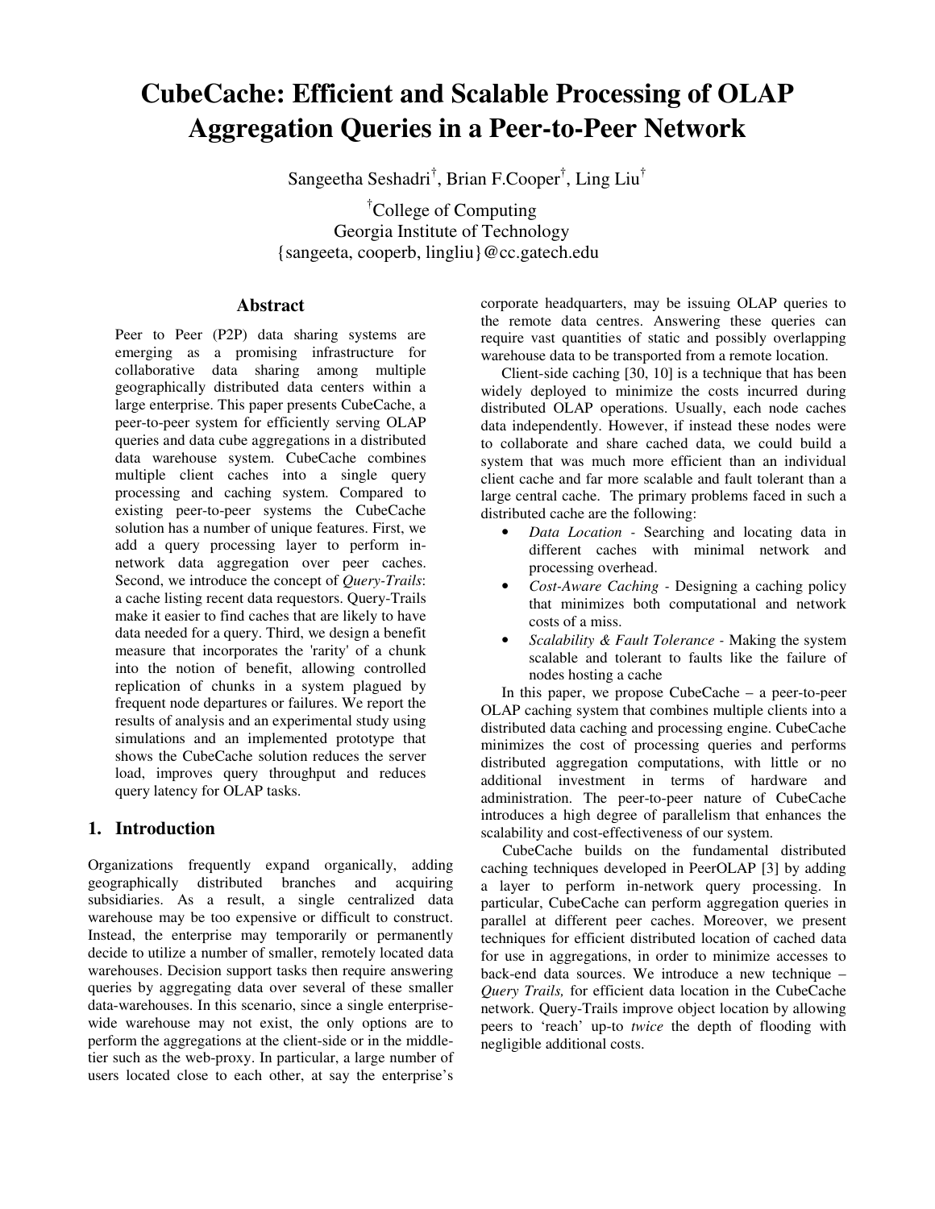# CubeCache: Efficient and Scalable Processing of OLAP Aggregation Queries in a Peer-to-Peer Network

Sangeetha Seshadri[†], Brian F.Cooper[†], Ling Liu[†]

[†]College of Computing
Georgia Institute of Technology
{sangeeta, cooperb, lingliu}@cc.gatech.edu

## Abstract

Peer to Peer (P2P) data sharing systems are emerging as a promising infrastructure for collaborative data sharing among multiple geographically distributed data centers within a large enterprise. This paper presents CubeCache, a peer-to-peer system for efficiently serving OLAP queries and data cube aggregations in a distributed data warehouse system. CubeCache combines multiple client caches into a single query processing and caching system. Compared to existing peer-to-peer systems the CubeCache solution has a number of unique features. First, we add a query processing layer to perform in-network data aggregation over peer caches. Second, we introduce the concept of *Query-Trails*: a cache listing recent data requestors. Query-Trails make it easier to find caches that are likely to have data needed for a query. Third, we design a benefit measure that incorporates the 'rarity' of a chunk into the notion of benefit, allowing controlled replication of chunks in a system plagued by frequent node departures or failures. We report the results of analysis and an experimental study using simulations and an implemented prototype that shows the CubeCache solution reduces the server load, improves query throughput and reduces query latency for OLAP tasks.

## 1. Introduction

Organizations frequently expand organically, adding geographically distributed branches and acquiring subsidiaries. As a result, a single centralized data warehouse may be too expensive or difficult to construct. Instead, the enterprise may temporarily or permanently decide to utilize a number of smaller, remotely located data warehouses. Decision support tasks then require answering queries by aggregating data over several of these smaller data-warehouses. In this scenario, since a single enterprise-wide warehouse may not exist, the only options are to perform the aggregations at the client-side or in the middle-tier such as the web-proxy. In particular, a large number of users located close to each other, at say the enterprise's corporate headquarters, may be issuing OLAP queries to the remote data centres. Answering these queries can require vast quantities of static and possibly overlapping warehouse data to be transported from a remote location.

Client-side caching [30, 10] is a technique that has been widely deployed to minimize the costs incurred during distributed OLAP operations. Usually, each node caches data independently. However, if instead these nodes were to collaborate and share cached data, we could build a system that was much more efficient than an individual client cache and far more scalable and fault tolerant than a large central cache. The primary problems faced in such a distributed cache are the following:

- *Data Location* - Searching and locating data in different caches with minimal network and processing overhead.
- *Cost-Aware Caching* - Designing a caching policy that minimizes both computational and network costs of a miss.
- *Scalability & Fault Tolerance* - Making the system scalable and tolerant to faults like the failure of nodes hosting a cache

In this paper, we propose CubeCache – a peer-to-peer OLAP caching system that combines multiple clients into a distributed data caching and processing engine. CubeCache minimizes the cost of processing queries and performs distributed aggregation computations, with little or no additional investment in terms of hardware and administration. The peer-to-peer nature of CubeCache introduces a high degree of parallelism that enhances the scalability and cost-effectiveness of our system.

CubeCache builds on the fundamental distributed caching techniques developed in PeerOLAP [3] by adding a layer to perform in-network query processing. In particular, CubeCache can perform aggregation queries in parallel at different peer caches. Moreover, we present techniques for efficient distributed location of cached data for use in aggregations, in order to minimize accesses to back-end data sources. We introduce a new technique – *Query Trails,* for efficient data location in the CubeCache network. Query-Trails improve object location by allowing peers to 'reach' up-to *twice* the depth of flooding with negligible additional costs.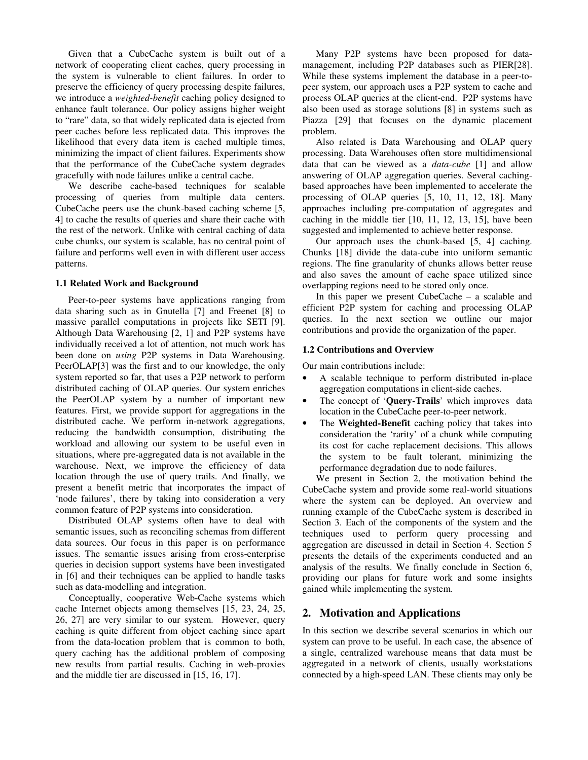Given that a CubeCache system is built out of a network of cooperating client caches, query processing in the system is vulnerable to client failures. In order to preserve the efficiency of query processing despite failures, we introduce a *weighted-benefit* caching policy designed to enhance fault tolerance. Our policy assigns higher weight to "rare" data, so that widely replicated data is ejected from peer caches before less replicated data. This improves the likelihood that every data item is cached multiple times, minimizing the impact of client failures. Experiments show that the performance of the CubeCache system degrades gracefully with node failures unlike a central cache.

We describe cache-based techniques for scalable processing of queries from multiple data centers. CubeCache peers use the chunk-based caching scheme [5, 4] to cache the results of queries and share their cache with the rest of the network. Unlike with central caching of data cube chunks, our system is scalable, has no central point of failure and performs well even in with different user access patterns.

### 1.1 Related Work and Background

Peer-to-peer systems have applications ranging from data sharing such as in Gnutella [7] and Freenet [8] to massive parallel computations in projects like SETI [9]. Although Data Warehousing [2, 1] and P2P systems have individually received a lot of attention, not much work has been done on *using* P2P systems in Data Warehousing. PeerOLAP[3] was the first and to our knowledge, the only system reported so far, that uses a P2P network to perform distributed caching of OLAP queries. Our system enriches the PeerOLAP system by a number of important new features. First, we provide support for aggregations in the distributed cache. We perform in-network aggregations, reducing the bandwidth consumption, distributing the workload and allowing our system to be useful even in situations, where pre-aggregated data is not available in the warehouse. Next, we improve the efficiency of data location through the use of query trails. And finally, we present a benefit metric that incorporates the impact of 'node failures', there by taking into consideration a very common feature of P2P systems into consideration.

Distributed OLAP systems often have to deal with semantic issues, such as reconciling schemas from different data sources. Our focus in this paper is on performance issues. The semantic issues arising from cross-enterprise queries in decision support systems have been investigated in [6] and their techniques can be applied to handle tasks such as data-modelling and integration.

Conceptually, cooperative Web-Cache systems which cache Internet objects among themselves [15, 23, 24, 25, 26, 27] are very similar to our system. However, query caching is quite different from object caching since apart from the data-location problem that is common to both, query caching has the additional problem of composing new results from partial results. Caching in web-proxies and the middle tier are discussed in [15, 16, 17].

Many P2P systems have been proposed for data-management, including P2P databases such as PIER[28]. While these systems implement the database in a peer-to-peer system, our approach uses a P2P system to cache and process OLAP queries at the client-end. P2P systems have also been used as storage solutions [8] in systems such as Piazza [29] that focuses on the dynamic placement problem.

Also related is Data Warehousing and OLAP query processing. Data Warehouses often store multidimensional data that can be viewed as a *data-cube* [1] and allow answering of OLAP aggregation queries. Several caching-based approaches have been implemented to accelerate the processing of OLAP queries [5, 10, 11, 12, 18]. Many approaches including pre-computation of aggregates and caching in the middle tier [10, 11, 12, 13, 15], have been suggested and implemented to achieve better response.

Our approach uses the chunk-based [5, 4] caching. Chunks [18] divide the data-cube into uniform semantic regions. The fine granularity of chunks allows better reuse and also saves the amount of cache space utilized since overlapping regions need to be stored only once.

In this paper we present CubeCache – a scalable and efficient P2P system for caching and processing OLAP queries. In the next section we outline our major contributions and provide the organization of the paper.

### 1.2 Contributions and Overview

Our main contributions include:

- A scalable technique to perform distributed in-place aggregation computations in client-side caches.
- The concept of '**Query-Trails**' which improves data location in the CubeCache peer-to-peer network.
- The **Weighted-Benefit** caching policy that takes into consideration the 'rarity' of a chunk while computing its cost for cache replacement decisions. This allows the system to be fault tolerant, minimizing the performance degradation due to node failures.

We present in Section 2, the motivation behind the CubeCache system and provide some real-world situations where the system can be deployed. An overview and running example of the CubeCache system is described in Section 3. Each of the components of the system and the techniques used to perform query processing and aggregation are discussed in detail in Section 4. Section 5 presents the details of the experiments conducted and an analysis of the results. We finally conclude in Section 6, providing our plans for future work and some insights gained while implementing the system.

## 2. Motivation and Applications

In this section we describe several scenarios in which our system can prove to be useful. In each case, the absence of a single, centralized warehouse means that data must be aggregated in a network of clients, usually workstations connected by a high-speed LAN. These clients may only be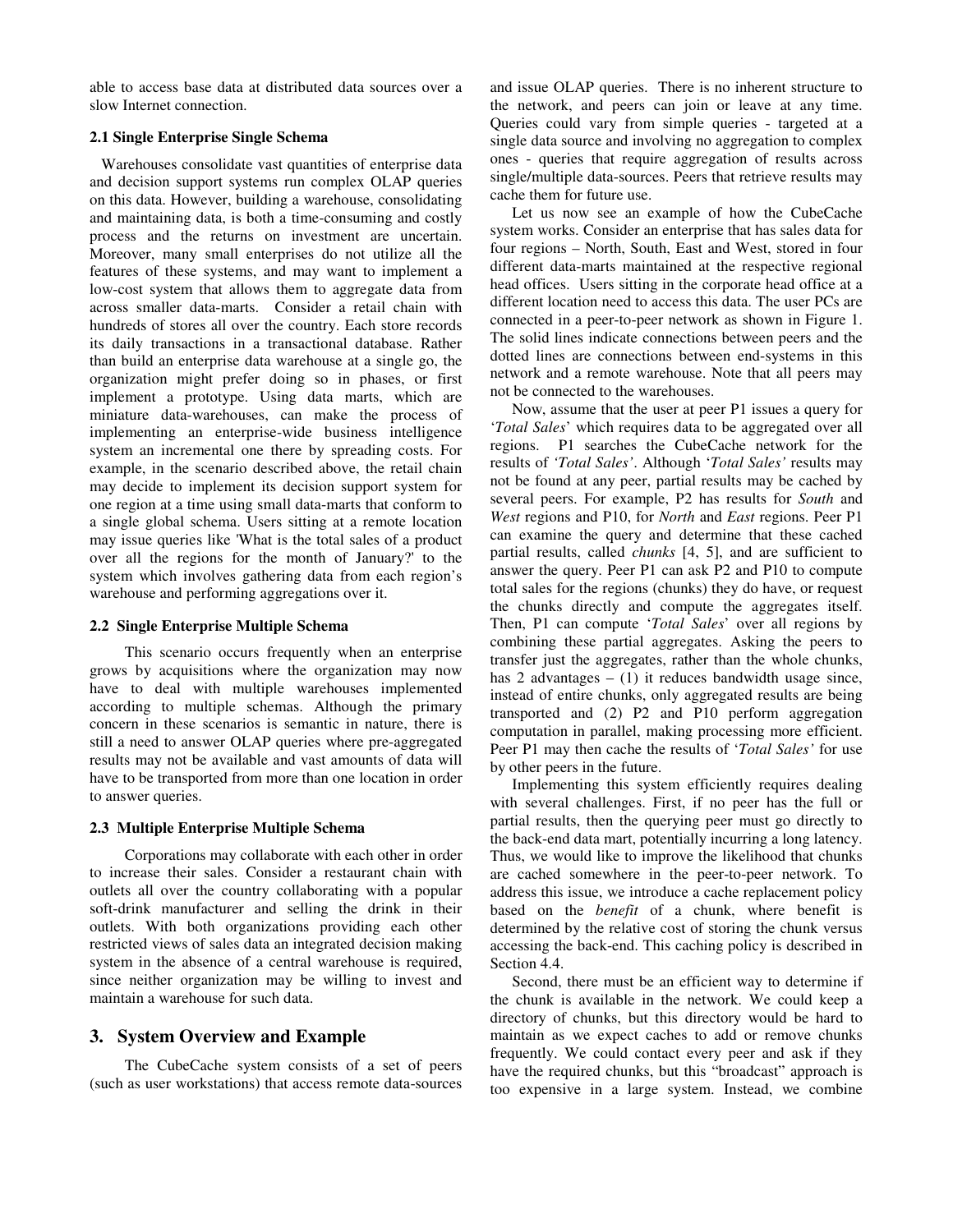able to access base data at distributed data sources over a slow Internet connection.

### 2.1 Single Enterprise Single Schema

Warehouses consolidate vast quantities of enterprise data and decision support systems run complex OLAP queries on this data. However, building a warehouse, consolidating and maintaining data, is both a time-consuming and costly process and the returns on investment are uncertain. Moreover, many small enterprises do not utilize all the features of these systems, and may want to implement a low-cost system that allows them to aggregate data from across smaller data-marts. Consider a retail chain with hundreds of stores all over the country. Each store records its daily transactions in a transactional database. Rather than build an enterprise data warehouse at a single go, the organization might prefer doing so in phases, or first implement a prototype. Using data marts, which are miniature data-warehouses, can make the process of implementing an enterprise-wide business intelligence system an incremental one there by spreading costs. For example, in the scenario described above, the retail chain may decide to implement its decision support system for one region at a time using small data-marts that conform to a single global schema. Users sitting at a remote location may issue queries like 'What is the total sales of a product over all the regions for the month of January?' to the system which involves gathering data from each region's warehouse and performing aggregations over it.

### 2.2 Single Enterprise Multiple Schema

This scenario occurs frequently when an enterprise grows by acquisitions where the organization may now have to deal with multiple warehouses implemented according to multiple schemas. Although the primary concern in these scenarios is semantic in nature, there is still a need to answer OLAP queries where pre-aggregated results may not be available and vast amounts of data will have to be transported from more than one location in order to answer queries.

### 2.3 Multiple Enterprise Multiple Schema

Corporations may collaborate with each other in order to increase their sales. Consider a restaurant chain with outlets all over the country collaborating with a popular soft-drink manufacturer and selling the drink in their outlets. With both organizations providing each other restricted views of sales data an integrated decision making system in the absence of a central warehouse is required, since neither organization may be willing to invest and maintain a warehouse for such data.

## 3. System Overview and Example

The CubeCache system consists of a set of peers (such as user workstations) that access remote data-sources and issue OLAP queries. There is no inherent structure to the network, and peers can join or leave at any time. Queries could vary from simple queries - targeted at a single data source and involving no aggregation to complex ones - queries that require aggregation of results across single/multiple data-sources. Peers that retrieve results may cache them for future use.

Let us now see an example of how the CubeCache system works. Consider an enterprise that has sales data for four regions – North, South, East and West, stored in four different data-marts maintained at the respective regional head offices. Users sitting in the corporate head office at a different location need to access this data. The user PCs are connected in a peer-to-peer network as shown in Figure 1. The solid lines indicate connections between peers and the dotted lines are connections between end-systems in this network and a remote warehouse. Note that all peers may not be connected to the warehouses.

Now, assume that the user at peer P1 issues a query for '*Total Sales*' which requires data to be aggregated over all regions. P1 searches the CubeCache network for the results of *'Total Sales'*. Although '*Total Sales'* results may not be found at any peer, partial results may be cached by several peers. For example, P2 has results for *South* and *West* regions and P10, for *North* and *East* regions. Peer P1 can examine the query and determine that these cached partial results, called *chunks* [4, 5], and are sufficient to answer the query. Peer P1 can ask P2 and P10 to compute total sales for the regions (chunks) they do have, or request the chunks directly and compute the aggregates itself. Then, P1 can compute '*Total Sales*' over all regions by combining these partial aggregates. Asking the peers to transfer just the aggregates, rather than the whole chunks, has 2 advantages – (1) it reduces bandwidth usage since, instead of entire chunks, only aggregated results are being transported and (2) P2 and P10 perform aggregation computation in parallel, making processing more efficient. Peer P1 may then cache the results of '*Total Sales'* for use by other peers in the future.

Implementing this system efficiently requires dealing with several challenges. First, if no peer has the full or partial results, then the querying peer must go directly to the back-end data mart, potentially incurring a long latency. Thus, we would like to improve the likelihood that chunks are cached somewhere in the peer-to-peer network. To address this issue, we introduce a cache replacement policy based on the *benefit* of a chunk, where benefit is determined by the relative cost of storing the chunk versus accessing the back-end. This caching policy is described in Section 4.4.

Second, there must be an efficient way to determine if the chunk is available in the network. We could keep a directory of chunks, but this directory would be hard to maintain as we expect caches to add or remove chunks frequently. We could contact every peer and ask if they have the required chunks, but this "broadcast" approach is too expensive in a large system. Instead, we combine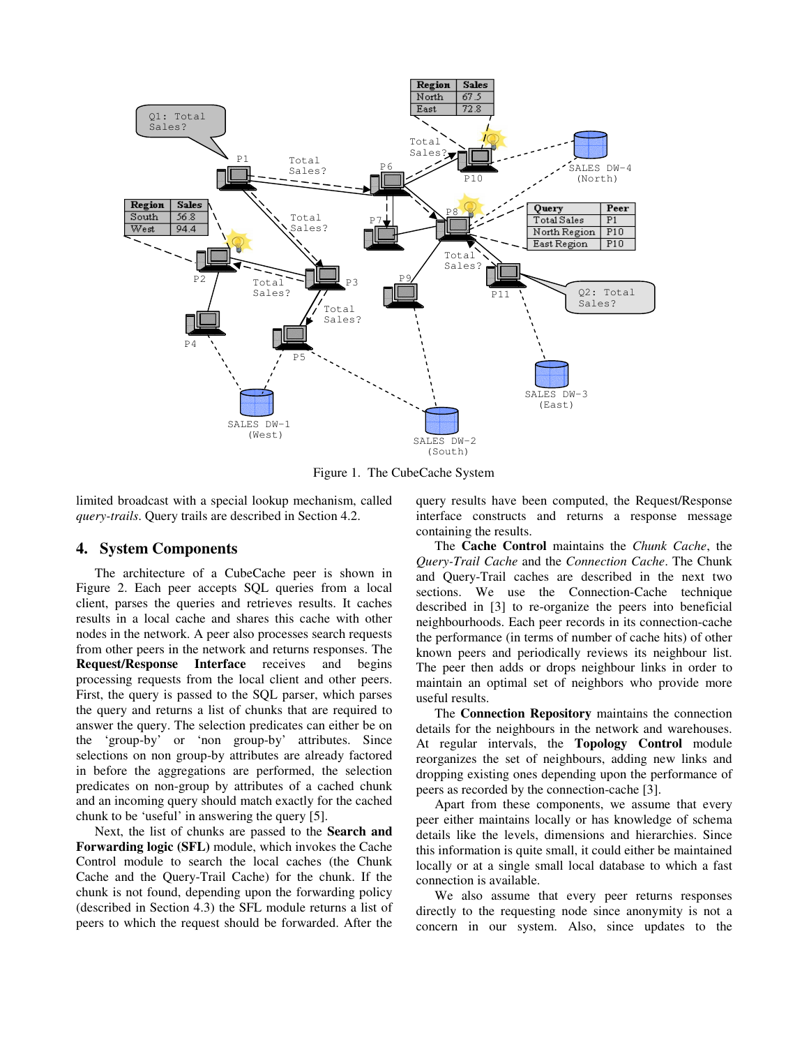Figure 1. The CubeCache System

limited broadcast with a special lookup mechanism, called *query-trails*. Query trails are described in Section 4.2.

## 4. System Components

The architecture of a CubeCache peer is shown in Figure 2. Each peer accepts SQL queries from a local client, parses the queries and retrieves results. It caches results in a local cache and shares this cache with other nodes in the network. A peer also processes search requests from other peers in the network and returns responses. The **Request/Response Interface** receives and begins processing requests from the local client and other peers. First, the query is passed to the SQL parser, which parses the query and returns a list of chunks that are required to answer the query. The selection predicates can either be on the 'group-by' or 'non group-by' attributes. Since selections on non group-by attributes are already factored in before the aggregations are performed, the selection predicates on non-group by attributes of a cached chunk and an incoming query should match exactly for the cached chunk to be 'useful' in answering the query [5].

Next, the list of chunks are passed to the **Search and Forwarding logic (SFL)** module, which invokes the Cache Control module to search the local caches (the Chunk Cache and the Query-Trail Cache) for the chunk. If the chunk is not found, depending upon the forwarding policy (described in Section 4.3) the SFL module returns a list of peers to which the request should be forwarded. After the query results have been computed, the Request/Response interface constructs and returns a response message containing the results.

The **Cache Control** maintains the *Chunk Cache*, the *Query-Trail Cache* and the *Connection Cache*. The Chunk and Query-Trail caches are described in the next two sections. We use the Connection-Cache technique described in [3] to re-organize the peers into beneficial neighbourhoods. Each peer records in its connection-cache the performance (in terms of number of cache hits) of other known peers and periodically reviews its neighbour list. The peer then adds or drops neighbour links in order to maintain an optimal set of neighbors who provide more useful results.

The **Connection Repository** maintains the connection details for the neighbours in the network and warehouses. At regular intervals, the **Topology Control** module reorganizes the set of neighbours, adding new links and dropping existing ones depending upon the performance of peers as recorded by the connection-cache [3].

Apart from these components, we assume that every peer either maintains locally or has knowledge of schema details like the levels, dimensions and hierarchies. Since this information is quite small, it could either be maintained locally or at a single small local database to which a fast connection is available.

We also assume that every peer returns responses directly to the requesting node since anonymity is not a concern in our system. Also, since updates to the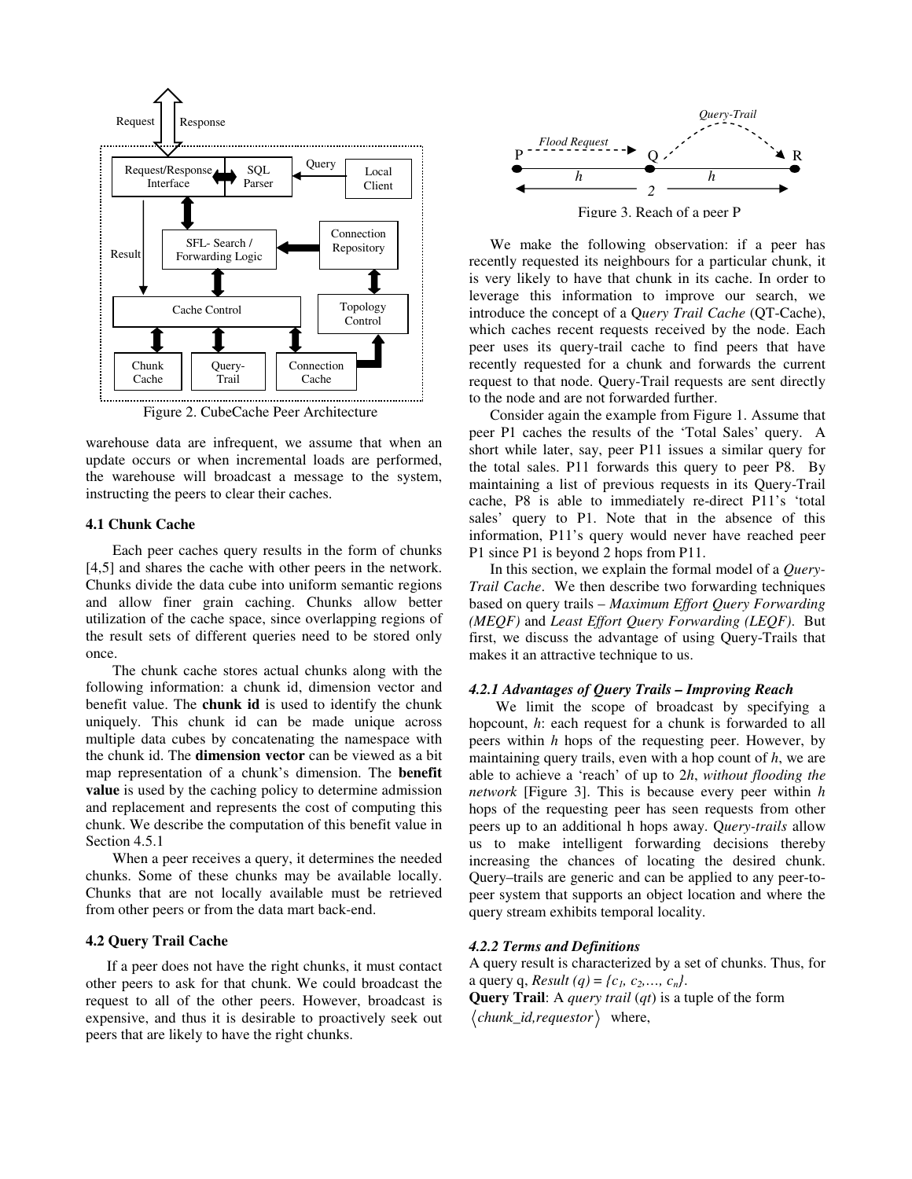Figure 2. CubeCache Peer Architecture

warehouse data are infrequent, we assume that when an update occurs or when incremental loads are performed, the warehouse will broadcast a message to the system, instructing the peers to clear their caches.

### 4.1 Chunk Cache

Each peer caches query results in the form of chunks [4,5] and shares the cache with other peers in the network. Chunks divide the data cube into uniform semantic regions and allow finer grain caching. Chunks allow better utilization of the cache space, since overlapping regions of the result sets of different queries need to be stored only once.

The chunk cache stores actual chunks along with the following information: a chunk id, dimension vector and benefit value. The **chunk id** is used to identify the chunk uniquely. This chunk id can be made unique across multiple data cubes by concatenating the namespace with the chunk id. The **dimension vector** can be viewed as a bit map representation of a chunk's dimension. The **benefit value** is used by the caching policy to determine admission and replacement and represents the cost of computing this chunk. We describe the computation of this benefit value in Section 4.5.1

When a peer receives a query, it determines the needed chunks. Some of these chunks may be available locally. Chunks that are not locally available must be retrieved from other peers or from the data mart back-end.

### 4.2 Query Trail Cache

If a peer does not have the right chunks, it must contact other peers to ask for that chunk. We could broadcast the request to all of the other peers. However, broadcast is expensive, and thus it is desirable to proactively seek out peers that are likely to have the right chunks.

Figure 3. Reach of a peer P

We make the following observation: if a peer has recently requested its neighbours for a particular chunk, it is very likely to have that chunk in its cache. In order to leverage this information to improve our search, we introduce the concept of a Q*uery Trail Cache* (QT-Cache), which caches recent requests received by the node. Each peer uses its query-trail cache to find peers that have recently requested for a chunk and forwards the current request to that node. Query-Trail requests are sent directly to the node and are not forwarded further.

Consider again the example from Figure 1. Assume that peer P1 caches the results of the 'Total Sales' query. A short while later, say, peer P11 issues a similar query for the total sales. P11 forwards this query to peer P8. By maintaining a list of previous requests in its Query-Trail cache, P8 is able to immediately re-direct P11's 'total sales' query to P1. Note that in the absence of this information, P11's query would never have reached peer P1 since P1 is beyond 2 hops from P11.

In this section, we explain the formal model of a *Query-Trail Cache*. We then describe two forwarding techniques based on query trails – *Maximum Effort Query Forwarding (MEQF)* and *Least Effort Query Forwarding (LEQF)*. But first, we discuss the advantage of using Query-Trails that makes it an attractive technique to us.

#### *4.2.1 Advantages of Query Trails – Improving Reach*

We limit the scope of broadcast by specifying a hopcount, $h$: each request for a chunk is forwarded to all peers within $h$ hops of the requesting peer. However, by maintaining query trails, even with a hop count of $h$, we are able to achieve a 'reach' of up to $2h$, *without flooding the network* [Figure 3]. This is because every peer within $h$ hops of the requesting peer has seen requests from other peers up to an additional h hops away. Q*uery-trails* allow us to make intelligent forwarding decisions thereby increasing the chances of locating the desired chunk. Query–trails are generic and can be applied to any peer-to-peer system that supports an object location and where the query stream exhibits temporal locality.

#### *4.2.2 Terms and Definitions*

A query result is characterized by a set of chunks. Thus, for a query q, $Result(q) = \{c_1, c_2, \ldots, c_n\}$.

**Query Trail**: A *query trail* (*qt*) is a tuple of the form $\langle chunk\_id, requestor \rangle$ where,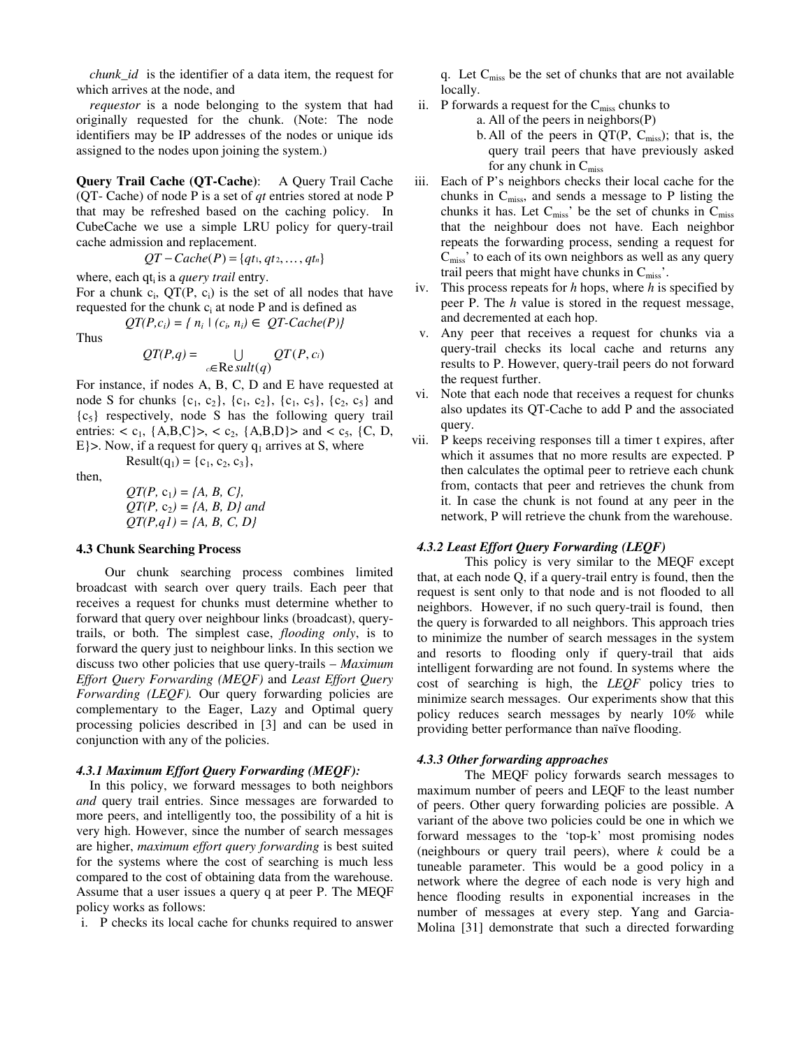*chunk_id* is the identifier of a data item, the request for which arrives at the node, and

*requestor* is a node belonging to the system that had originally requested for the chunk. (Note: The node identifiers may be IP addresses of the nodes or unique ids assigned to the nodes upon joining the system.)

**Query Trail Cache (QT-Cache)**: A Query Trail Cache (QT- Cache) of node P is a set of *qt* entries stored at node P that may be refreshed based on the caching policy. In CubeCache we use a simple LRU policy for query-trail cache admission and replacement.

$$QT-Cache(P) = \{qt_1, qt_2, \ldots, qt_n\}$$

where, each $qt_i$ is a *query trail* entry.

For a chunk $c_i$, $QT(P, c_i)$ is the set of all nodes that have requested for the chunk $c_i$ at node P and is defined as

$$QT(P,c_i) = \{ n_i \mid (c_i, n_i) \in QT\text{-}Cache(P)\}$$

Thus

$$QT(P,q) = \bigcup_{c \in Result(q)} QT(P, c_i)$$

For instance, if nodes A, B, C, D and E have requested at node S for chunks $\{c_1, c_2\}$, $\{c_1, c_2\}$, $\{c_1, c_5\}$, $\{c_2, c_5\}$ and $\{c_5\}$ respectively, node S has the following query trail entries: $< c_1, \{A,B,C\}>$, $< c_2, \{A,B,D\}>$ and $< c_5, \{C, D, E\}>$. Now, if a request for query $q_1$ arrives at S, where

$$Result(q_1) = \{c_1, c_2, c_3\},$$

then,

$$QT(P, c_1) = \{A, B, C\},$$
$$QT(P, c_2) = \{A, B, D\} \text{ and}$$
$$QT(P,q1) = \{A, B, C, D\}$$

### 4.3 Chunk Searching Process

Our chunk searching process combines limited broadcast with search over query trails. Each peer that receives a request for chunks must determine whether to forward that query over neighbour links (broadcast), query-trails, or both. The simplest case, *flooding only*, is to forward the query just to neighbour links. In this section we discuss two other policies that use query-trails – *Maximum Effort Query Forwarding (MEQF)* and *Least Effort Query Forwarding (LEQF).* Our query forwarding policies are complementary to the Eager, Lazy and Optimal query processing policies described in [3] and can be used in conjunction with any of the policies.

#### *4.3.1 Maximum Effort Query Forwarding (MEQF):*

In this policy, we forward messages to both neighbors *and* query trail entries. Since messages are forwarded to more peers, and intelligently too, the possibility of a hit is very high. However, since the number of search messages are higher, *maximum effort query forwarding* is best suited for the systems where the cost of searching is much less compared to the cost of obtaining data from the warehouse. Assume that a user issues a query q at peer P. The MEQF policy works as follows:

i. P checks its local cache for chunks required to answer q. Let $C_{miss}$ be the set of chunks that are not available locally.
ii. P forwards a request for the $C_{miss}$ chunks to
   a. All of the peers in neighbors(P)
   b. All of the peers in QT(P, $C_{miss}$); that is, the query trail peers that have previously asked for any chunk in $C_{miss}$
iii. Each of P's neighbors checks their local cache for the chunks in $C_{miss}$, and sends a message to P listing the chunks it has. Let $C_{miss}$' be the set of chunks in $C_{miss}$ that the neighbour does not have. Each neighbor repeats the forwarding process, sending a request for $C_{miss}$' to each of its own neighbors as well as any query trail peers that might have chunks in $C_{miss}$'.
iv. This process repeats for *h* hops, where *h* is specified by peer P. The *h* value is stored in the request message, and decremented at each hop.
v. Any peer that receives a request for chunks via a query-trail checks its local cache and returns any results to P. However, query-trail peers do not forward the request further.
vi. Note that each node that receives a request for chunks also updates its QT-Cache to add P and the associated query.
vii. P keeps receiving responses till a timer t expires, after which it assumes that no more results are expected. P then calculates the optimal peer to retrieve each chunk from, contacts that peer and retrieves the chunk from it. In case the chunk is not found at any peer in the network, P will retrieve the chunk from the warehouse.

#### *4.3.2 Least Effort Query Forwarding (LEQF)*

This policy is very similar to the MEQF except that, at each node Q, if a query-trail entry is found, then the request is sent only to that node and is not flooded to all neighbors. However, if no such query-trail is found, then the query is forwarded to all neighbors. This approach tries to minimize the number of search messages in the system and resorts to flooding only if query-trail that aids intelligent forwarding are not found. In systems where the cost of searching is high, the *LEQF* policy tries to minimize search messages. Our experiments show that this policy reduces search messages by nearly 10% while providing better performance than naïve flooding.

#### *4.3.3 Other forwarding approaches*

The MEQF policy forwards search messages to maximum number of peers and LEQF to the least number of peers. Other query forwarding policies are possible. A variant of the above two policies could be one in which we forward messages to the 'top-k' most promising nodes (neighbours or query trail peers), where *k* could be a tuneable parameter. This would be a good policy in a network where the degree of each node is very high and hence flooding results in exponential increases in the number of messages at every step. Yang and Garcia-Molina [31] demonstrate that such a directed forwarding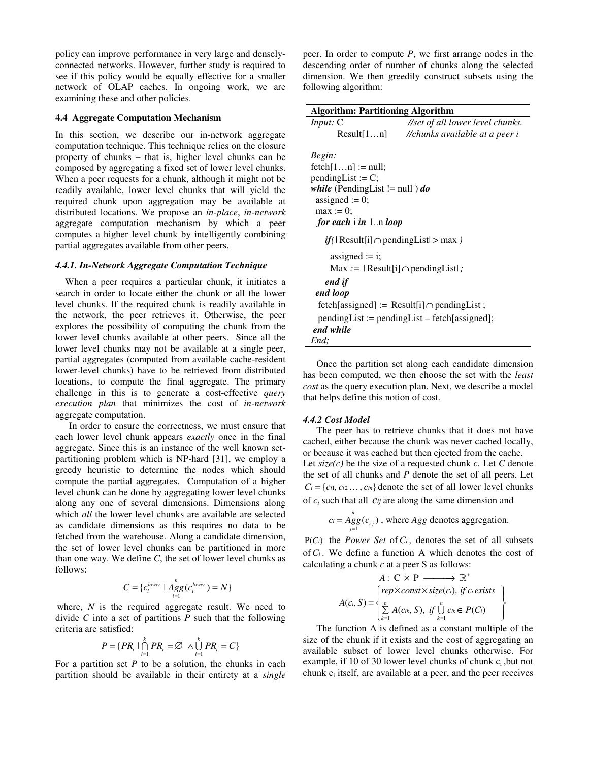policy can improve performance in very large and densely-connected networks. However, further study is required to see if this policy would be equally effective for a smaller network of OLAP caches. In ongoing work, we are examining these and other policies.

### 4.4 Aggregate Computation Mechanism

In this section, we describe our in-network aggregate computation technique. This technique relies on the closure property of chunks – that is, higher level chunks can be composed by aggregating a fixed set of lower level chunks. When a peer requests for a chunk, although it might not be readily available, lower level chunks that will yield the required chunk upon aggregation may be available at distributed locations. We propose an *in-place*, *in-network* aggregate computation mechanism by which a peer computes a higher level chunk by intelligently combining partial aggregates available from other peers.

#### *4.4.1. In-Network Aggregate Computation Technique*

When a peer requires a particular chunk, it initiates a search in order to locate either the chunk or all the lower level chunks. If the required chunk is readily available in the network, the peer retrieves it. Otherwise, the peer explores the possibility of computing the chunk from the lower level chunks available at other peers. Since all the lower level chunks may not be available at a single peer, partial aggregates (computed from available cache-resident lower-level chunks) have to be retrieved from distributed locations, to compute the final aggregate. The primary challenge in this is to generate a cost-effective *query execution plan* that minimizes the cost of *in-network* aggregate computation.

In order to ensure the correctness, we must ensure that each lower level chunk appears *exactly* once in the final aggregate. Since this is an instance of the well known set-partitioning problem which is NP-hard [31], we employ a greedy heuristic to determine the nodes which should compute the partial aggregates. Computation of a higher level chunk can be done by aggregating lower level chunks along any one of several dimensions. Dimensions along which *all* the lower level chunks are available are selected as candidate dimensions as this requires no data to be fetched from the warehouse. Along a candidate dimension, the set of lower level chunks can be partitioned in more than one way. We define *C*, the set of lower level chunks as follows:

$$C = \{c_i^{lower} \mid \underset{i=1}{\overset{n}{Agg}}(c_i^{lower}) = N\}$$

where, *N* is the required aggregate result. We need to divide *C* into a set of partitions *P* such that the following criteria are satisfied:

$$P = \{PR_i \mid \bigcap_{i=1}^{k} PR_i = \emptyset \ \wedge \bigcup_{i=1}^{k} PR_i = C\}$$

For a partition set *P* to be a solution, the chunks in each partition should be available in their entirety at a *single* peer. In order to compute *P*, we first arrange nodes in the descending order of number of chunks along the selected dimension. We then greedily construct subsets using the following algorithm:

**Algorithm: Partitioning Algorithm**

```
Input: C                  //set of all lower level chunks.
       Result[1…n]        //chunks available at a peer i

Begin:
fetch[1…n] := null;
pendingList := C;
while (PendingList != null ) do
  assigned := 0;
  max := 0;
  for each i in 1..n loop
     if( | Result[i] ∩ pendingList| > max )
        assigned := i;
        Max := | Result[i] ∩ pendingList| ;
     end if
  end loop
  fetch[assigned] := Result[i] ∩ pendingList ;
  pendingList := pendingList – fetch[assigned];
end while
End;
```

Once the partition set along each candidate dimension has been computed, we then choose the set with the *least cost* as the query execution plan. Next, we describe a model that helps define this notion of cost.

#### *4.4.2 Cost Model*

The peer has to retrieve chunks that it does not have cached, either because the chunk was never cached locally, or because it was cached but then ejected from the cache. Let *size(c)* be the size of a requested chunk *c*. Let *C* denote the set of all chunks and *P* denote the set of all peers. Let $C_i = \{c_{i1}, c_{i2} \ldots, c_{in}\}$ denote the set of all lower level chunks of $c_i$ such that all $c_{ij}$ are along the same dimension and

$$c_i = \underset{j=1}{\overset{n}{Agg}}(c_{ij}) \text{, where } Agg \text{ denotes aggregation.}$$

$P(C_i)$ the *Power Set* of $C_i$, denotes the set of all subsets of $C_i$. We define a function A which denotes the cost of calculating a chunk *c* at a peer S as follows:

$$A: \mathrm{C} \times \mathrm{P} \longrightarrow \mathbb{R}^{+}$$

$$A(c_i, S) = \begin{cases} rep \times const \times size(c_i), \text{ if } c_i \text{ exists} \\ \sum_{k=1}^{n} A(c_{ik}, S), \text{ if } \bigcup_{k=1}^{n} c_{ik} \in P(C_i) \end{cases}$$

The function A is defined as a constant multiple of the size of the chunk if it exists and the cost of aggregating an available subset of lower level chunks otherwise. For example, if 10 of 30 lower level chunks of chunk $c_i$, but not chunk $c_i$ itself, are available at a peer, and the peer receives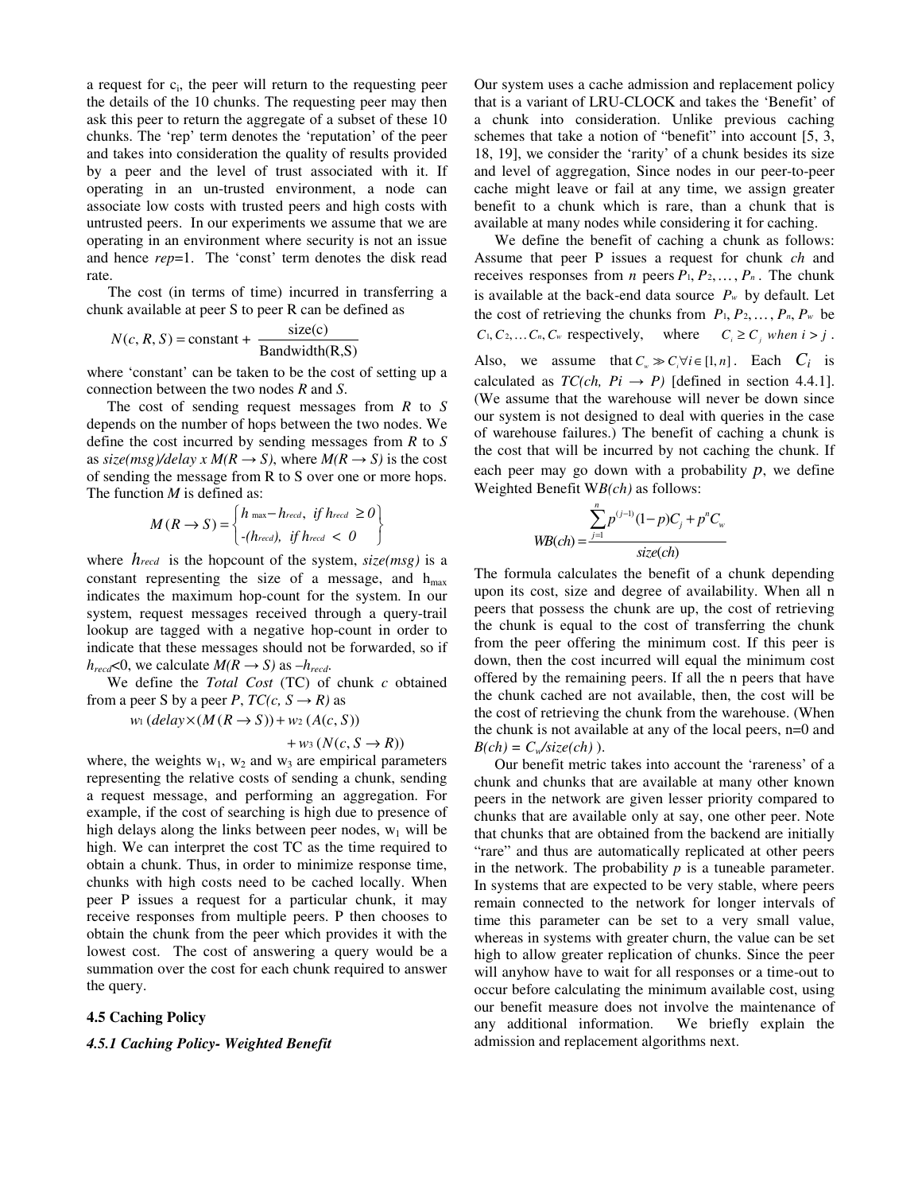a request for $c_i$, the peer will return to the requesting peer the details of the 10 chunks. The requesting peer may then ask this peer to return the aggregate of a subset of these 10 chunks. The 'rep' term denotes the 'reputation' of the peer and takes into consideration the quality of results provided by a peer and the level of trust associated with it. If operating in an un-trusted environment, a node can associate low costs with trusted peers and high costs with untrusted peers. In our experiments we assume that we are operating in an environment where security is not an issue and hence *rep*=1. The 'const' term denotes the disk read rate.

The cost (in terms of time) incurred in transferring a chunk available at peer S to peer R can be defined as

$$N(c, R, S) = \text{constant} + \frac{\text{size(c)}}{\text{Bandwidth(R,S)}}$$

where 'constant' can be taken to be the cost of setting up a connection between the two nodes *R* and *S*.

The cost of sending request messages from *R* to *S* depends on the number of hops between the two nodes. We define the cost incurred by sending messages from *R* to *S* as $size(msg)/delay \times M(R \rightarrow S)$, where $M(R \rightarrow S)$ is the cost of sending the message from R to S over one or more hops. The function *M* is defined as:

$$M(R \rightarrow S) = \left\{ \begin{array}{l} h_{\max} - h_{recd},\ \ if\ h_{recd} \geq 0 \\ -(h_{recd}),\ \ if\ h_{recd} < 0 \end{array} \right\}$$

where $h_{recd}$ is the hopcount of the system, *size(msg)* is a constant representing the size of a message, and $h_{max}$ indicates the maximum hop-count for the system. In our system, request messages received through a query-trail lookup are tagged with a negative hop-count in order to indicate that these messages should not be forwarded, so if $h_{recd}<0$, we calculate $M(R \rightarrow S)$ as $-h_{recd}$.

We define the *Total Cost* (TC) of chunk *c* obtained from a peer S by a peer *P*, $TC(c, S \rightarrow R)$ as

$$w_1\,(delay \times (M(R \rightarrow S)) + w_2\,(A(c, S)) + w_3\,(N(c, S \rightarrow R))$$

where, the weights $w_1$, $w_2$ and $w_3$ are empirical parameters representing the relative costs of sending a chunk, sending a request message, and performing an aggregation. For example, if the cost of searching is high due to presence of high delays along the links between peer nodes, $w_1$ will be high. We can interpret the cost TC as the time required to obtain a chunk. Thus, in order to minimize response time, chunks with high costs need to be cached locally. When peer P issues a request for a particular chunk, it may receive responses from multiple peers. P then chooses to obtain the chunk from the peer which provides it with the lowest cost. The cost of answering a query would be a summation over the cost for each chunk required to answer the query.

### 4.5 Caching Policy

#### *4.5.1 Caching Policy- Weighted Benefit*

Our system uses a cache admission and replacement policy that is a variant of LRU-CLOCK and takes the 'Benefit' of a chunk into consideration. Unlike previous caching schemes that take a notion of "benefit" into account [5, 3, 18, 19], we consider the 'rarity' of a chunk besides its size and level of aggregation, Since nodes in our peer-to-peer cache might leave or fail at any time, we assign greater benefit to a chunk which is rare, than a chunk that is available at many nodes while considering it for caching.

We define the benefit of caching a chunk as follows: Assume that peer P issues a request for chunk *ch* and receives responses from *n* peers $P_1, P_2, \ldots, P_n$. The chunk is available at the back-end data source $P_w$ by default. Let the cost of retrieving the chunks from $P_1, P_2, \ldots, P_n, P_w$ be $C_1, C_2, \ldots C_n, C_w$ respectively, where $C_i \geq C_j$ *when* $i > j$. Also, we assume that $C_w \gg C_i \forall i \in [1, n]$. Each $C_i$ is calculated as $TC(ch, Pi \rightarrow P)$ [defined in section 4.4.1]. (We assume that the warehouse will never be down since our system is not designed to deal with queries in the case of warehouse failures.) The benefit of caching a chunk is the cost that will be incurred by not caching the chunk. If each peer may go down with a probability $p$, we define Weighted Benefit $WB(ch)$ as follows:

$$WB(ch) = \frac{\sum_{j=1}^{n} p^{(j-1)}(1-p)C_j + p^n C_w}{size(ch)}$$

The formula calculates the benefit of a chunk depending upon its cost, size and degree of availability. When all n peers that possess the chunk are up, the cost of retrieving the chunk is equal to the cost of transferring the chunk from the peer offering the minimum cost. If this peer is down, then the cost incurred will equal the minimum cost offered by the remaining peers. If all the n peers that have the chunk cached are not available, then, the cost will be the cost of retrieving the chunk from the warehouse. (When the chunk is not available at any of the local peers, n=0 and $B(ch) = C_w/size(ch)$ ).

Our benefit metric takes into account the 'rareness' of a chunk and chunks that are available at many other known peers in the network are given lesser priority compared to chunks that are available only at say, one other peer. Note that chunks that are obtained from the backend are initially "rare" and thus are automatically replicated at other peers in the network. The probability *p* is a tuneable parameter. In systems that are expected to be very stable, where peers remain connected to the network for longer intervals of time this parameter can be set to a very small value, whereas in systems with greater churn, the value can be set high to allow greater replication of chunks. Since the peer will anyhow have to wait for all responses or a time-out to occur before calculating the minimum available cost, using our benefit measure does not involve the maintenance of any additional information. We briefly explain the admission and replacement algorithms next.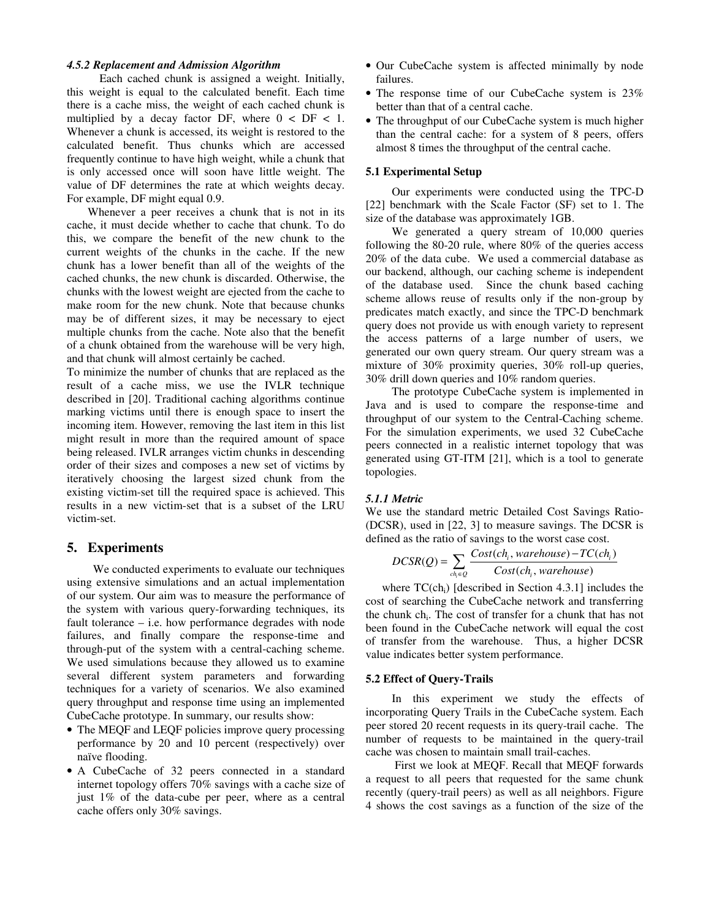#### 4.5.2 Replacement and Admission Algorithm

Each cached chunk is assigned a weight. Initially, this weight is equal to the calculated benefit. Each time there is a cache miss, the weight of each cached chunk is multiplied by a decay factor DF, where $0 < DF < 1$. Whenever a chunk is accessed, its weight is restored to the calculated benefit. Thus chunks which are accessed frequently continue to have high weight, while a chunk that is only accessed once will soon have little weight. The value of DF determines the rate at which weights decay. For example, DF might equal 0.9.

Whenever a peer receives a chunk that is not in its cache, it must decide whether to cache that chunk. To do this, we compare the benefit of the new chunk to the current weights of the chunks in the cache. If the new chunk has a lower benefit than all of the weights of the cached chunks, the new chunk is discarded. Otherwise, the chunks with the lowest weight are ejected from the cache to make room for the new chunk. Note that because chunks may be of different sizes, it may be necessary to eject multiple chunks from the cache. Note also that the benefit of a chunk obtained from the warehouse will be very high, and that chunk will almost certainly be cached.

To minimize the number of chunks that are replaced as the result of a cache miss, we use the IVLR technique described in [20]. Traditional caching algorithms continue marking victims until there is enough space to insert the incoming item. However, removing the last item in this list might result in more than the required amount of space being released. IVLR arranges victim chunks in descending order of their sizes and composes a new set of victims by iteratively choosing the largest sized chunk from the existing victim-set till the required space is achieved. This results in a new victim-set that is a subset of the LRU victim-set.

## 5. Experiments

We conducted experiments to evaluate our techniques using extensive simulations and an actual implementation of our system. Our aim was to measure the performance of the system with various query-forwarding techniques, its fault tolerance – i.e. how performance degrades with node failures, and finally compare the response-time and through-put of the system with a central-caching scheme. We used simulations because they allowed us to examine several different system parameters and forwarding techniques for a variety of scenarios. We also examined query throughput and response time using an implemented CubeCache prototype. In summary, our results show:

- The MEQF and LEQF policies improve query processing performance by 20 and 10 percent (respectively) over naïve flooding.
- A CubeCache of 32 peers connected in a standard internet topology offers 70% savings with a cache size of just 1% of the data-cube per peer, where as a central cache offers only 30% savings.
- Our CubeCache system is affected minimally by node failures.
- The response time of our CubeCache system is 23% better than that of a central cache.
- The throughput of our CubeCache system is much higher than the central cache: for a system of 8 peers, offers almost 8 times the throughput of the central cache.

### 5.1 Experimental Setup

Our experiments were conducted using the TPC-D [22] benchmark with the Scale Factor (SF) set to 1. The size of the database was approximately 1GB.

We generated a query stream of 10,000 queries following the 80-20 rule, where 80% of the queries access 20% of the data cube. We used a commercial database as our backend, although, our caching scheme is independent of the database used. Since the chunk based caching scheme allows reuse of results only if the non-group by predicates match exactly, and since the TPC-D benchmark query does not provide us with enough variety to represent the access patterns of a large number of users, we generated our own query stream. Our query stream was a mixture of 30% proximity queries, 30% roll-up queries, 30% drill down queries and 10% random queries.

The prototype CubeCache system is implemented in Java and is used to compare the response-time and throughput of our system to the Central-Caching scheme. For the simulation experiments, we used 32 CubeCache peers connected in a realistic internet topology that was generated using GT-ITM [21], which is a tool to generate topologies.

#### 5.1.1 Metric

We use the standard metric Detailed Cost Savings Ratio-(DCSR), used in [22, 3] to measure savings. The DCSR is defined as the ratio of savings to the worst case cost.

$$DCSR(Q) = \sum_{ch_i \in Q} \frac{Cost(ch_i, warehouse) - TC(ch_i)}{Cost(ch_i, warehouse)}$$

where $TC(ch_i)$ [described in Section 4.3.1] includes the cost of searching the CubeCache network and transferring the chunk $ch_i$. The cost of transfer for a chunk that has not been found in the CubeCache network will equal the cost of transfer from the warehouse. Thus, a higher DCSR value indicates better system performance.

### 5.2 Effect of Query-Trails

In this experiment we study the effects of incorporating Query Trails in the CubeCache system. Each peer stored 20 recent requests in its query-trail cache. The number of requests to be maintained in the query-trail cache was chosen to maintain small trail-caches.

First we look at MEQF. Recall that MEQF forwards a request to all peers that requested for the same chunk recently (query-trail peers) as well as all neighbors. Figure 4 shows the cost savings as a function of the size of the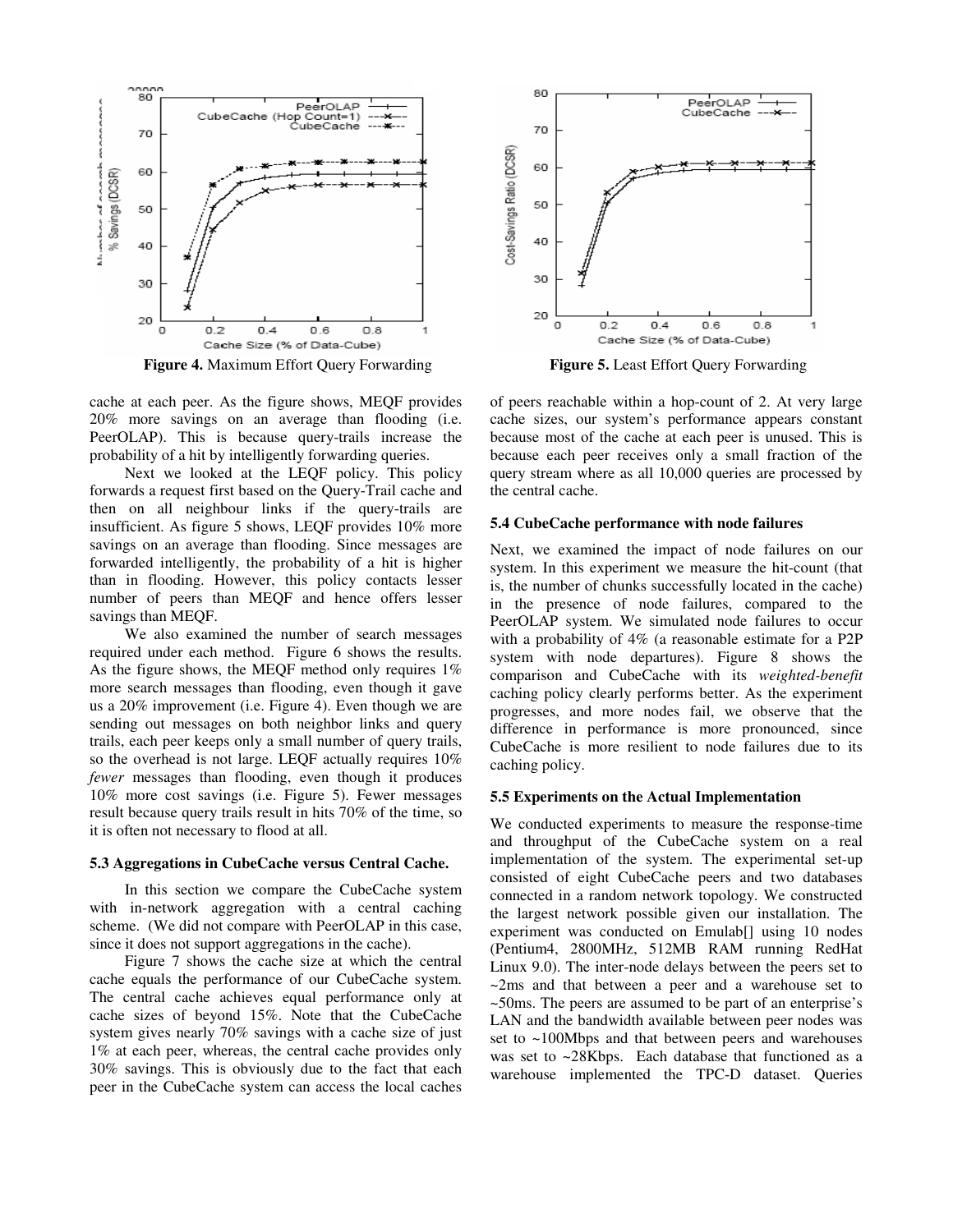**Figure 4.** Maximum Effort Query Forwarding

**Figure 5.** Least Effort Query Forwarding

cache at each peer. As the figure shows, MEQF provides 20% more savings on an average than flooding (i.e. PeerOLAP). This is because query-trails increase the probability of a hit by intelligently forwarding queries.

Next we looked at the LEQF policy. This policy forwards a request first based on the Query-Trail cache and then on all neighbour links if the query-trails are insufficient. As figure 5 shows, LEQF provides 10% more savings on an average than flooding. Since messages are forwarded intelligently, the probability of a hit is higher than in flooding. However, this policy contacts lesser number of peers than MEQF and hence offers lesser savings than MEQF.

We also examined the number of search messages required under each method. Figure 6 shows the results. As the figure shows, the MEQF method only requires 1% more search messages than flooding, even though it gave us a 20% improvement (i.e. Figure 4). Even though we are sending out messages on both neighbor links and query trails, each peer keeps only a small number of query trails, so the overhead is not large. LEQF actually requires 10% *fewer* messages than flooding, even though it produces 10% more cost savings (i.e. Figure 5). Fewer messages result because query trails result in hits 70% of the time, so it is often not necessary to flood at all.

### 5.3 Aggregations in CubeCache versus Central Cache.

In this section we compare the CubeCache system with in-network aggregation with a central caching scheme. (We did not compare with PeerOLAP in this case, since it does not support aggregations in the cache).

Figure 7 shows the cache size at which the central cache equals the performance of our CubeCache system. The central cache achieves equal performance only at cache sizes of beyond 15%. Note that the CubeCache system gives nearly 70% savings with a cache size of just 1% at each peer, whereas, the central cache provides only 30% savings. This is obviously due to the fact that each peer in the CubeCache system can access the local caches of peers reachable within a hop-count of 2. At very large cache sizes, our system's performance appears constant because most of the cache at each peer is unused. This is because each peer receives only a small fraction of the query stream where as all 10,000 queries are processed by the central cache.

### 5.4 CubeCache performance with node failures

Next, we examined the impact of node failures on our system. In this experiment we measure the hit-count (that is, the number of chunks successfully located in the cache) in the presence of node failures, compared to the PeerOLAP system. We simulated node failures to occur with a probability of 4% (a reasonable estimate for a P2P system with node departures). Figure 8 shows the comparison and CubeCache with its *weighted-benefit* caching policy clearly performs better. As the experiment progresses, and more nodes fail, we observe that the difference in performance is more pronounced, since CubeCache is more resilient to node failures due to its caching policy.

### 5.5 Experiments on the Actual Implementation

We conducted experiments to measure the response-time and throughput of the CubeCache system on a real implementation of the system. The experimental set-up consisted of eight CubeCache peers and two databases connected in a random network topology. We constructed the largest network possible given our installation. The experiment was conducted on Emulab[] using 10 nodes (Pentium4, 2800MHz, 512MB RAM running RedHat Linux 9.0). The inter-node delays between the peers set to ~2ms and that between a peer and a warehouse set to ~50ms. The peers are assumed to be part of an enterprise's LAN and the bandwidth available between peer nodes was set to ~100Mbps and that between peers and warehouses was set to ~28Kbps. Each database that functioned as a warehouse implemented the TPC-D dataset. Queries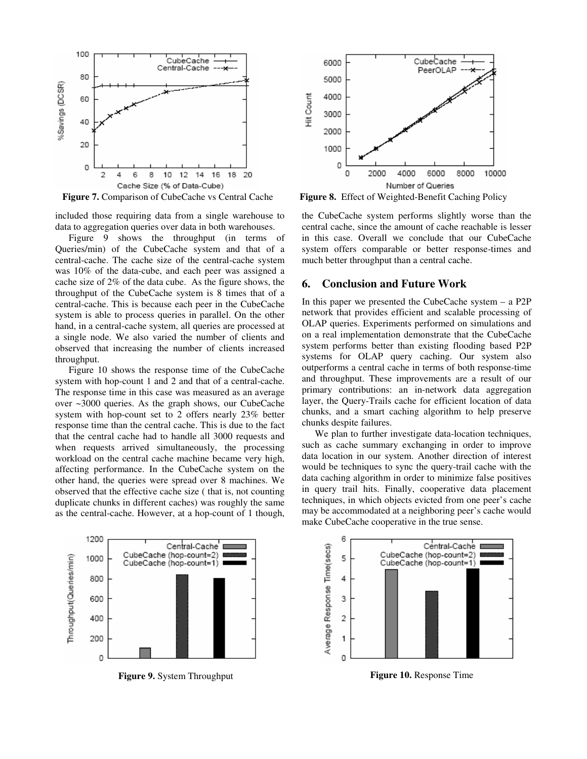**Figure 7.** Comparison of CubeCache vs Central Cache

**Figure 8.** Effect of Weighted-Benefit Caching Policy

included those requiring data from a single warehouse to data to aggregation queries over data in both warehouses.

Figure 9 shows the throughput (in terms of Queries/min) of the CubeCache system and that of a central-cache. The cache size of the central-cache system was 10% of the data-cube, and each peer was assigned a cache size of 2% of the data cube. As the figure shows, the throughput of the CubeCache system is 8 times that of a central-cache. This is because each peer in the CubeCache system is able to process queries in parallel. On the other hand, in a central-cache system, all queries are processed at a single node. We also varied the number of clients and observed that increasing the number of clients increased throughput.

Figure 10 shows the response time of the CubeCache system with hop-count 1 and 2 and that of a central-cache. The response time in this case was measured as an average over ~3000 queries. As the graph shows, our CubeCache system with hop-count set to 2 offers nearly 23% better response time than the central cache. This is due to the fact that the central cache had to handle all 3000 requests and when requests arrived simultaneously, the processing workload on the central cache machine became very high, affecting performance. In the CubeCache system on the other hand, the queries were spread over 8 machines. We observed that the effective cache size ( that is, not counting duplicate chunks in different caches) was roughly the same as the central-cache. However, at a hop-count of 1 though, the CubeCache system performs slightly worse than the central cache, since the amount of cache reachable is lesser in this case. Overall we conclude that our CubeCache system offers comparable or better response-times and much better throughput than a central cache.

## 6. Conclusion and Future Work

In this paper we presented the CubeCache system – a P2P network that provides efficient and scalable processing of OLAP queries. Experiments performed on simulations and on a real implementation demonstrate that the CubeCache system performs better than existing flooding based P2P systems for OLAP query caching. Our system also outperforms a central cache in terms of both response-time and throughput. These improvements are a result of our primary contributions: an in-network data aggregation layer, the Query-Trails cache for efficient location of data chunks, and a smart caching algorithm to help preserve chunks despite failures.

We plan to further investigate data-location techniques, such as cache summary exchanging in order to improve data location in our system. Another direction of interest would be techniques to sync the query-trail cache with the data caching algorithm in order to minimize false positives in query trail hits. Finally, cooperative data placement techniques, in which objects evicted from one peer's cache may be accommodated at a neighboring peer's cache would make CubeCache cooperative in the true sense.

**Figure 9.** System Throughput

**Figure 10.** Response Time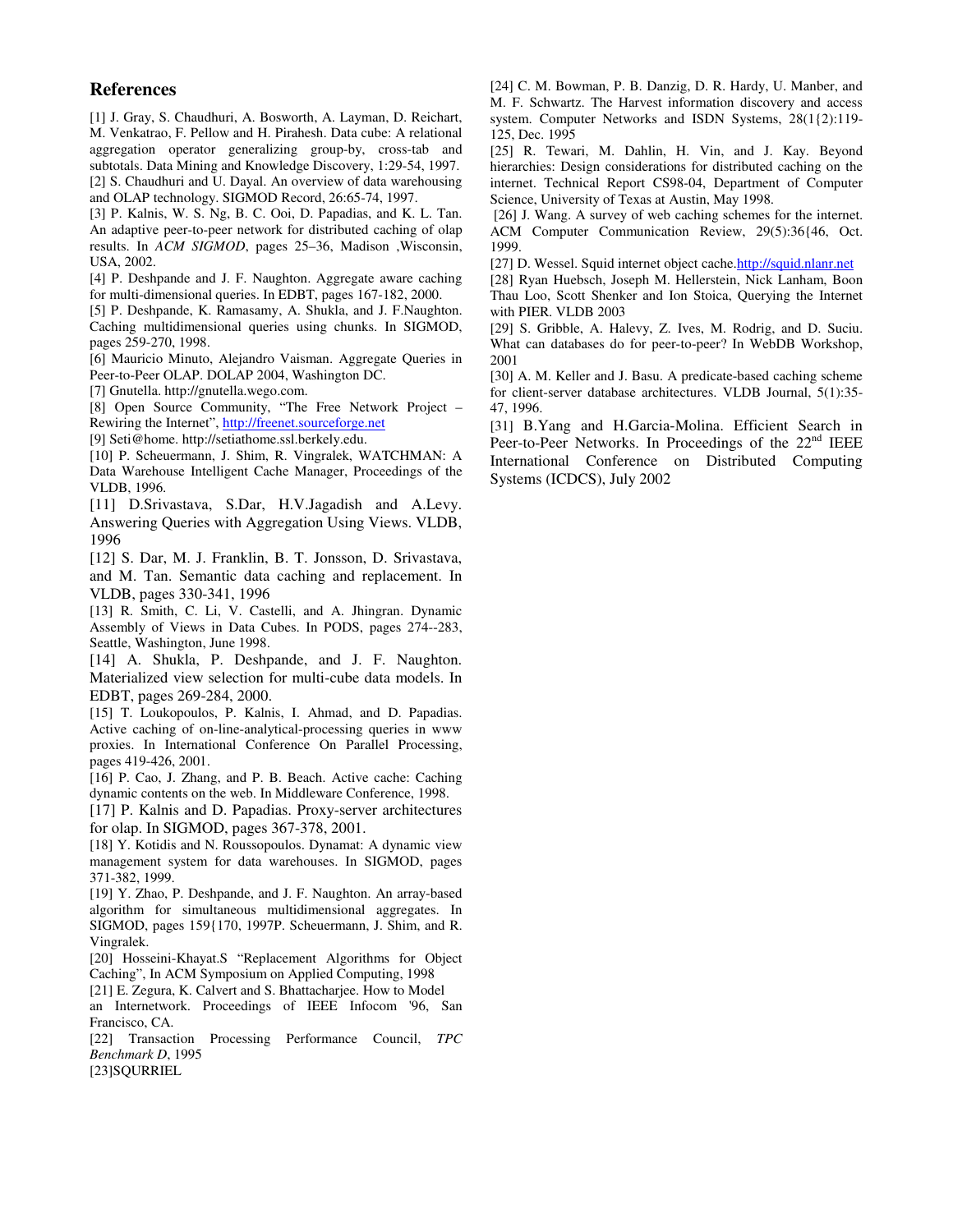## References

[1] J. Gray, S. Chaudhuri, A. Bosworth, A. Layman, D. Reichart, M. Venkatrao, F. Pellow and H. Pirahesh. Data cube: A relational aggregation operator generalizing group-by, cross-tab and subtotals. Data Mining and Knowledge Discovery, 1:29-54, 1997.

[2] S. Chaudhuri and U. Dayal. An overview of data warehousing and OLAP technology. SIGMOD Record, 26:65-74, 1997.

[3] P. Kalnis, W. S. Ng, B. C. Ooi, D. Papadias, and K. L. Tan. An adaptive peer-to-peer network for distributed caching of olap results. In *ACM SIGMOD*, pages 25–36, Madison ,Wisconsin, USA, 2002.

[4] P. Deshpande and J. F. Naughton. Aggregate aware caching for multi-dimensional queries. In EDBT, pages 167-182, 2000.

[5] P. Deshpande, K. Ramasamy, A. Shukla, and J. F.Naughton. Caching multidimensional queries using chunks. In SIGMOD, pages 259-270, 1998.

[6] Mauricio Minuto, Alejandro Vaisman. Aggregate Queries in Peer-to-Peer OLAP. DOLAP 2004, Washington DC.

[7] Gnutella. http://gnutella.wego.com.

[8] Open Source Community, "The Free Network Project – Rewiring the Internet", http://freenet.sourceforge.net

[9] Seti@home. http://setiathome.ssl.berkely.edu.

[10] P. Scheuermann, J. Shim, R. Vingralek, WATCHMAN: A Data Warehouse Intelligent Cache Manager, Proceedings of the VLDB, 1996.

[11] D.Srivastava, S.Dar, H.V.Jagadish and A.Levy. Answering Queries with Aggregation Using Views. VLDB, 1996

[12] S. Dar, M. J. Franklin, B. T. Jonsson, D. Srivastava, and M. Tan. Semantic data caching and replacement. In VLDB, pages 330-341, 1996

[13] R. Smith, C. Li, V. Castelli, and A. Jhingran. Dynamic Assembly of Views in Data Cubes. In PODS, pages 274--283, Seattle, Washington, June 1998.

[14] A. Shukla, P. Deshpande, and J. F. Naughton. Materialized view selection for multi-cube data models. In EDBT, pages 269-284, 2000.

[15] T. Loukopoulos, P. Kalnis, I. Ahmad, and D. Papadias. Active caching of on-line-analytical-processing queries in www proxies. In International Conference On Parallel Processing, pages 419-426, 2001.

[16] P. Cao, J. Zhang, and P. B. Beach. Active cache: Caching dynamic contents on the web. In Middleware Conference, 1998.

[17] P. Kalnis and D. Papadias. Proxy-server architectures for olap. In SIGMOD, pages 367-378, 2001.

[18] Y. Kotidis and N. Roussopoulos. Dynamat: A dynamic view management system for data warehouses. In SIGMOD, pages 371-382, 1999.

[19] Y. Zhao, P. Deshpande, and J. F. Naughton. An array-based algorithm for simultaneous multidimensional aggregates. In SIGMOD, pages 159{170, 1997P. Scheuermann, J. Shim, and R. Vingralek.

[20] Hosseini-Khayat.S "Replacement Algorithms for Object Caching", In ACM Symposium on Applied Computing, 1998

[21] E. Zegura, K. Calvert and S. Bhattacharjee. How to Model an Internetwork. Proceedings of IEEE Infocom '96, San Francisco, CA.

[22] Transaction Processing Performance Council, *TPC Benchmark D*, 1995

[23]SQURRIEL

[24] C. M. Bowman, P. B. Danzig, D. R. Hardy, U. Manber, and M. F. Schwartz. The Harvest information discovery and access system. Computer Networks and ISDN Systems, 28(1{2):119-125, Dec. 1995

[25] R. Tewari, M. Dahlin, H. Vin, and J. Kay. Beyond hierarchies: Design considerations for distributed caching on the internet. Technical Report CS98-04, Department of Computer Science, University of Texas at Austin, May 1998.

[26] J. Wang. A survey of web caching schemes for the internet. ACM Computer Communication Review, 29(5):36{46, Oct. 1999.

[27] D. Wessel. Squid internet object cache.http://squid.nlanr.net

[28] Ryan Huebsch, Joseph M. Hellerstein, Nick Lanham, Boon Thau Loo, Scott Shenker and Ion Stoica, Querying the Internet with PIER. VLDB 2003

[29] S. Gribble, A. Halevy, Z. Ives, M. Rodrig, and D. Suciu. What can databases do for peer-to-peer? In WebDB Workshop, 2001

[30] A. M. Keller and J. Basu. A predicate-based caching scheme for client-server database architectures. VLDB Journal, 5(1):35-47, 1996.

[31] B.Yang and H.Garcia-Molina. Efficient Search in Peer-to-Peer Networks. In Proceedings of the 22nd IEEE International Conference on Distributed Computing Systems (ICDCS), July 2002